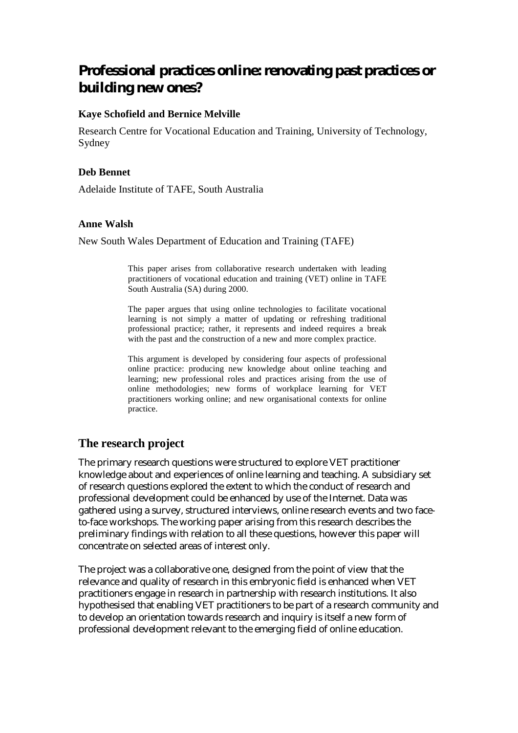# Professional practices online: renovating past practices or building new ones?

**Kaye Schofield and Bernice Melville**

Research Centre for Vocational Education and Training, University of Technology, Sydney

**Deb Bennet**

Adelaide Institute of TAFE, South Australia

**Anne Walsh**

New South Wales Department of Education and Training (TAFE)

> This paper arises from collaborative research undertaken with leading practitioners of vocational education and training (VET) online in TAFE South Australia (SA) during 2000.
>
> The paper argues that using online technologies to facilitate vocational learning is not simply a matter of updating or refreshing traditional professional practice; rather, it represents and indeed requires a break with the past and the construction of a new and more complex practice.
>
> This argument is developed by considering four aspects of professional online practice: producing new knowledge about online teaching and learning; new professional roles and practices arising from the use of online methodologies; new forms of workplace learning for VET practitioners working online; and new organisational contexts for online practice.

## The research project

The primary research questions were structured to explore VET practitioner knowledge about and experiences of online learning and teaching. A subsidiary set of research questions explored the extent to which the conduct of research and professional development could be enhanced by use of the Internet. Data was gathered using a survey, structured interviews, online research events and two face-to-face workshops. The working paper arising from this research describes the preliminary findings with relation to all these questions, however this paper will concentrate on selected areas of interest only.

The project was a collaborative one, designed from the point of view that the relevance and quality of research in this embryonic field is enhanced when VET practitioners engage in research in partnership with research institutions. It also hypothesised that enabling VET practitioners to be part of a research community and to develop an orientation towards research and inquiry is itself a new form of professional development relevant to the emerging field of online education.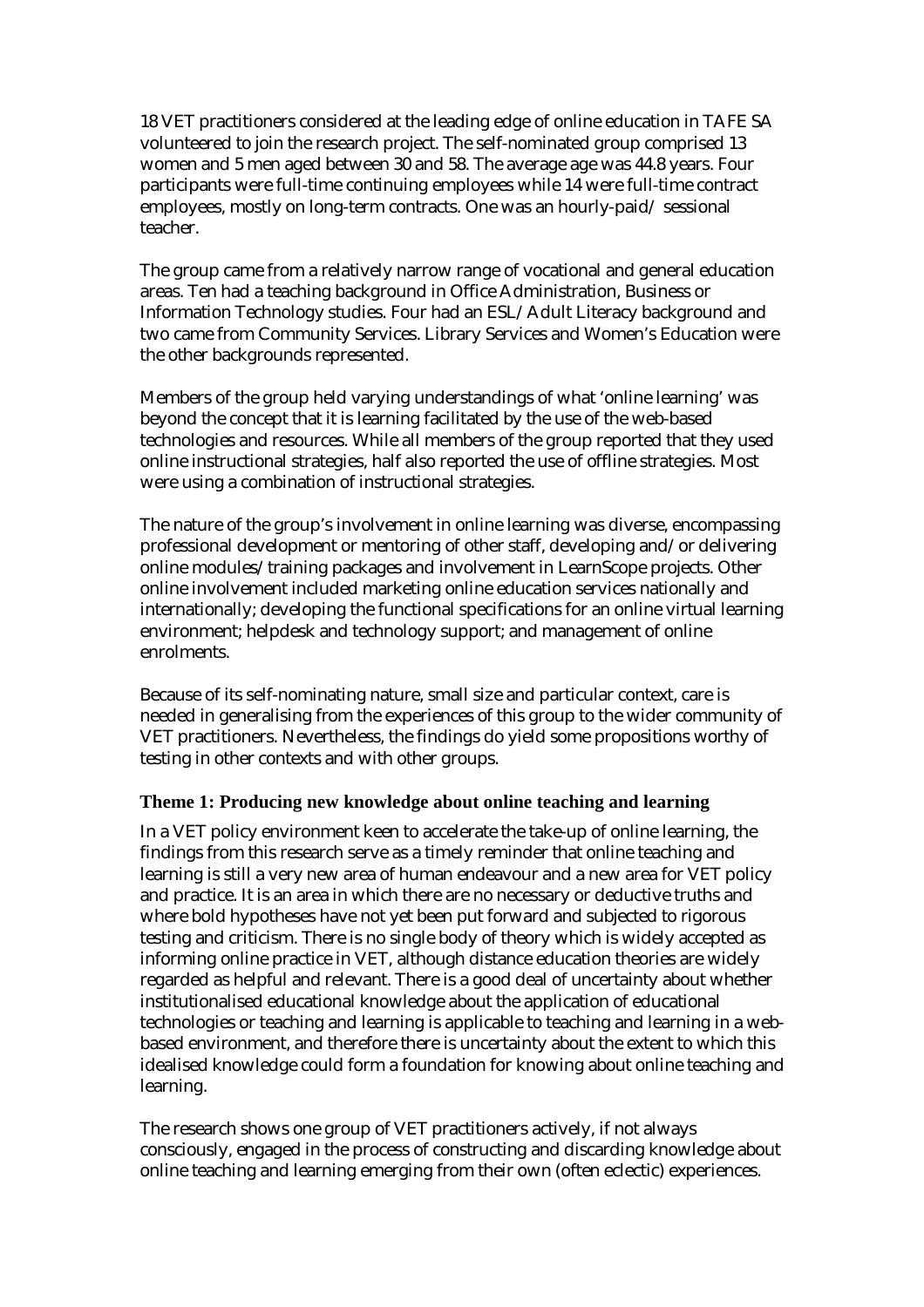18 VET practitioners considered at the leading edge of online education in TAFE SA volunteered to join the research project. The self-nominated group comprised 13 women and 5 men aged between 30 and 58. The average age was 44.8 years. Four participants were full-time continuing employees while 14 were full-time contract employees, mostly on long-term contracts. One was an hourly-paid/ sessional teacher.

The group came from a relatively narrow range of vocational and general education areas. Ten had a teaching background in Office Administration, Business or Information Technology studies. Four had an ESL/Adult Literacy background and two came from Community Services. Library Services and Women's Education were the other backgrounds represented.

Members of the group held varying understandings of what 'online learning' was beyond the concept that it is learning facilitated by the use of the web-based technologies and resources. While all members of the group reported that they used online instructional strategies, half also reported the use of offline strategies. Most were using a combination of instructional strategies.

The nature of the group's involvement in online learning was diverse, encompassing professional development or mentoring of other staff, developing and/or delivering online modules/training packages and involvement in LearnScope projects. Other online involvement included marketing online education services nationally and internationally; developing the functional specifications for an online virtual learning environment; helpdesk and technology support; and management of online enrolments.

Because of its self-nominating nature, small size and particular context, care is needed in generalising from the experiences of this group to the wider community of VET practitioners. Nevertheless, the findings do yield some propositions worthy of testing in other contexts and with other groups.

### Theme 1: Producing new knowledge about online teaching and learning

In a VET policy environment keen to accelerate the take-up of online learning, the findings from this research serve as a timely reminder that online teaching and learning is still a very new area of human endeavour and a new area for VET policy and practice. It is an area in which there are no necessary or deductive truths and where bold hypotheses have not yet been put forward and subjected to rigorous testing and criticism. There is no single body of theory which is widely accepted as informing online practice in VET, although distance education theories are widely regarded as helpful and relevant. There is a good deal of uncertainty about whether institutionalised educational knowledge about the application of educational technologies or teaching and learning is applicable to teaching and learning in a web-based environment, and therefore there is uncertainty about the extent to which this idealised knowledge could form a foundation for knowing about online teaching and learning.

The research shows one group of VET practitioners actively, if not always consciously, engaged in the process of constructing and discarding knowledge about online teaching and learning emerging from their own (often eclectic) experiences.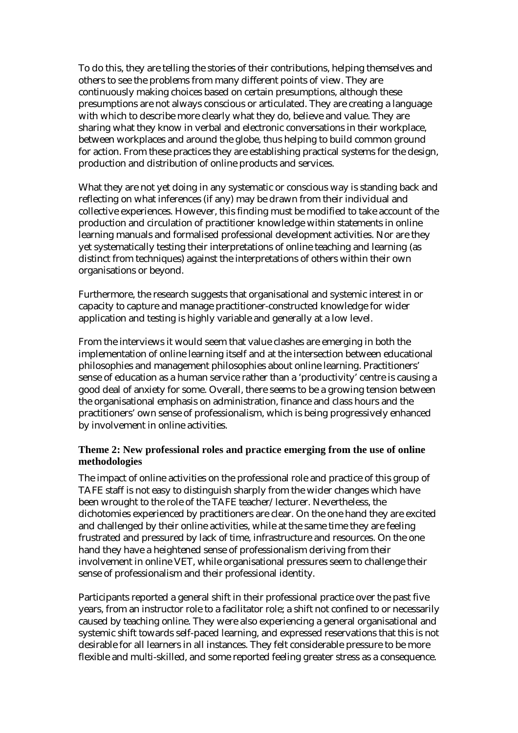To do this, they are telling the stories of their contributions, helping themselves and others to see the problems from many different points of view. They are continuously making choices based on certain presumptions, although these presumptions are not always conscious or articulated. They are creating a language with which to describe more clearly what they do, believe and value. They are sharing what they know in verbal and electronic conversations in their workplace, between workplaces and around the globe, thus helping to build common ground for action. From these practices they are establishing practical systems for the design, production and distribution of online products and services.

What they are not yet doing in any systematic or conscious way is standing back and reflecting on what inferences (if any) may be drawn from their individual and collective experiences. However, this finding must be modified to take account of the production and circulation of practitioner knowledge within statements in online learning manuals and formalised professional development activities. Nor are they yet systematically testing their interpretations of online teaching and learning (as distinct from techniques) against the interpretations of others within their own organisations or beyond.

Furthermore, the research suggests that organisational and systemic interest in or capacity to capture and manage practitioner-constructed knowledge for wider application and testing is highly variable and generally at a low level.

From the interviews it would seem that value clashes are emerging in both the implementation of online learning itself and at the intersection between educational philosophies and management philosophies about online learning. Practitioners' sense of education as a human service rather than a 'productivity' centre is causing a good deal of anxiety for some. Overall, there seems to be a growing tension between the organisational emphasis on administration, finance and class hours and the practitioners' own sense of professionalism, which is being progressively enhanced by involvement in online activities.

### Theme 2: New professional roles and practice emerging from the use of online methodologies

The impact of online activities on the professional role and practice of this group of TAFE staff is not easy to distinguish sharply from the wider changes which have been wrought to the role of the TAFE teacher/lecturer. Nevertheless, the dichotomies experienced by practitioners are clear. On the one hand they are excited and challenged by their online activities, while at the same time they are feeling frustrated and pressured by lack of time, infrastructure and resources. On the one hand they have a heightened sense of professionalism deriving from their involvement in online VET, while organisational pressures seem to challenge their sense of professionalism and their professional identity.

Participants reported a general shift in their professional practice over the past five years, from an instructor role to a facilitator role; a shift not confined to or necessarily caused by teaching online. They were also experiencing a general organisational and systemic shift towards self-paced learning, and expressed reservations that this is not desirable for all learners in all instances. They felt considerable pressure to be more flexible and multi-skilled, and some reported feeling greater stress as a consequence.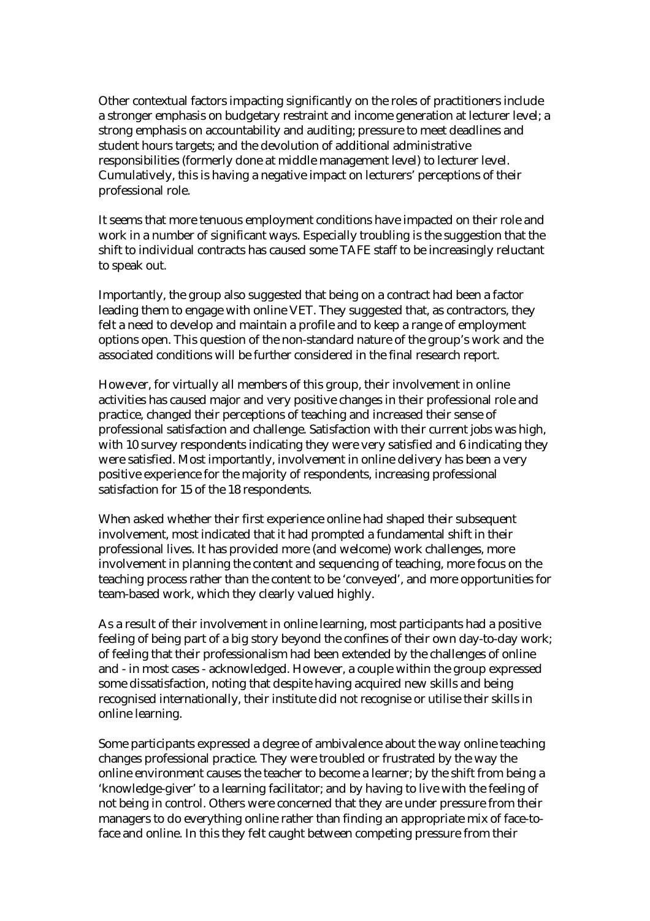Other contextual factors impacting significantly on the roles of practitioners include a stronger emphasis on budgetary restraint and income generation at lecturer level; a strong emphasis on accountability and auditing; pressure to meet deadlines and student hours targets; and the devolution of additional administrative responsibilities (formerly done at middle management level) to lecturer level. Cumulatively, this is having a negative impact on lecturers' perceptions of their professional role.

It seems that more tenuous employment conditions have impacted on their role and work in a number of significant ways. Especially troubling is the suggestion that the shift to individual contracts has caused some TAFE staff to be increasingly reluctant to speak out.

Importantly, the group also suggested that being on a contract had been a factor leading them to engage with online VET. They suggested that, as contractors, they felt a need to develop and maintain a profile and to keep a range of employment options open. This question of the non-standard nature of the group's work and the associated conditions will be further considered in the final research report.

However, for virtually all members of this group, their involvement in online activities has caused major and very positive changes in their professional role and practice, changed their perceptions of teaching and increased their sense of professional satisfaction and challenge. Satisfaction with their current jobs was high, with 10 survey respondents indicating they were very satisfied and 6 indicating they were satisfied. Most importantly, involvement in online delivery has been a very positive experience for the majority of respondents, increasing professional satisfaction for 15 of the 18 respondents.

When asked whether their first experience online had shaped their subsequent involvement, most indicated that it had prompted a fundamental shift in their professional lives. It has provided more (and welcome) work challenges, more involvement in planning the content and sequencing of teaching, more focus on the teaching process rather than the content to be 'conveyed', and more opportunities for team-based work, which they clearly valued highly.

As a result of their involvement in online learning, most participants had a positive feeling of being part of a big story beyond the confines of their own day-to-day work; of feeling that their professionalism had been extended by the challenges of online and - in most cases - acknowledged. However, a couple within the group expressed some dissatisfaction, noting that despite having acquired new skills and being recognised internationally, their institute did not recognise or utilise their skills in online learning.

Some participants expressed a degree of ambivalence about the way online teaching changes professional practice. They were troubled or frustrated by the way the online environment causes the teacher to become a learner; by the shift from being a 'knowledge-giver' to a learning facilitator; and by having to live with the feeling of not being in control. Others were concerned that they are under pressure from their managers to do everything online rather than finding an appropriate mix of face-to-face and online. In this they felt caught between competing pressure from their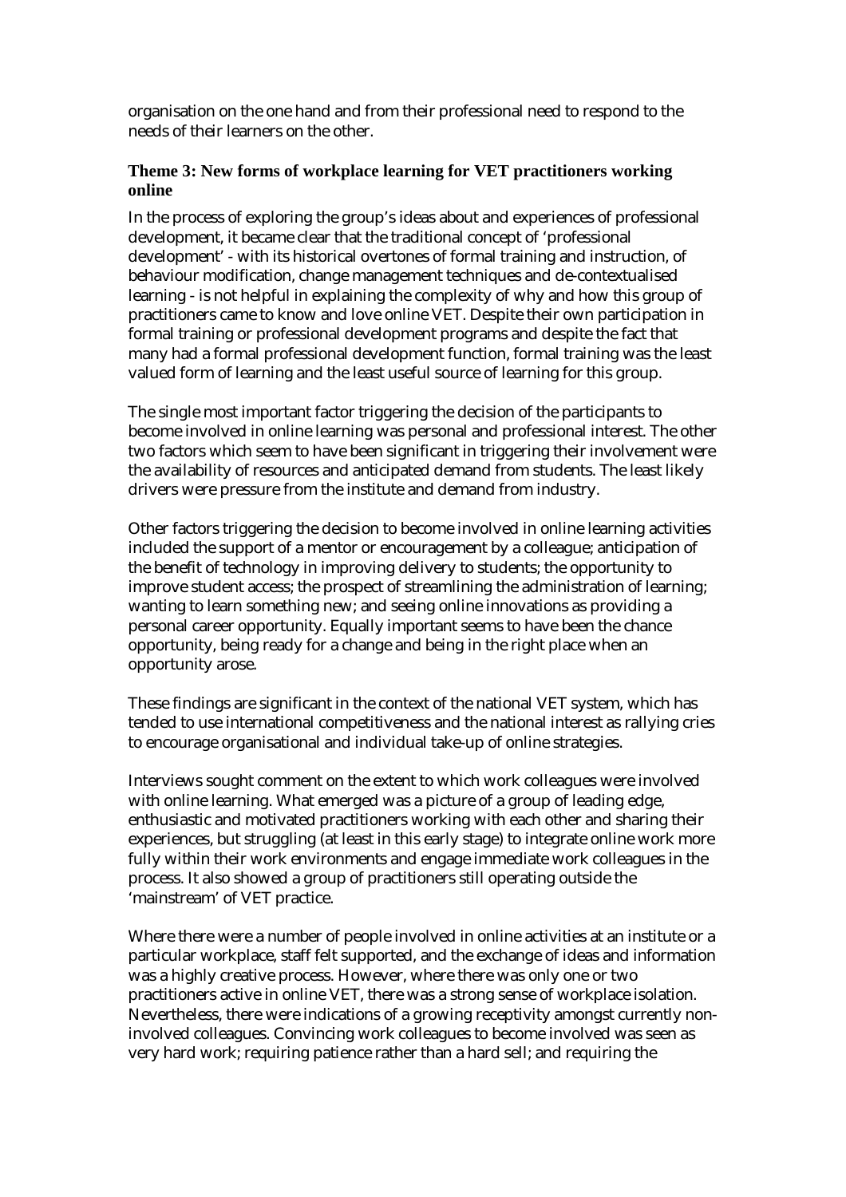organisation on the one hand and from their professional need to respond to the needs of their learners on the other.

### Theme 3: New forms of workplace learning for VET practitioners working online

In the process of exploring the group's ideas about and experiences of professional development, it became clear that the traditional concept of 'professional development' - with its historical overtones of formal training and instruction, of behaviour modification, change management techniques and de-contextualised learning - is not helpful in explaining the complexity of why and how this group of practitioners came to know and love online VET. Despite their own participation in formal training or professional development programs and despite the fact that many had a formal professional development function, formal training was the least valued form of learning and the least useful source of learning for this group.

The single most important factor triggering the decision of the participants to become involved in online learning was personal and professional interest. The other two factors which seem to have been significant in triggering their involvement were the availability of resources and anticipated demand from students. The least likely drivers were pressure from the institute and demand from industry.

Other factors triggering the decision to become involved in online learning activities included the support of a mentor or encouragement by a colleague; anticipation of the benefit of technology in improving delivery to students; the opportunity to improve student access; the prospect of streamlining the administration of learning; wanting to learn something new; and seeing online innovations as providing a personal career opportunity. Equally important seems to have been the chance opportunity, being ready for a change and being in the right place when an opportunity arose.

These findings are significant in the context of the national VET system, which has tended to use international competitiveness and the national interest as rallying cries to encourage organisational and individual take-up of online strategies.

Interviews sought comment on the extent to which work colleagues were involved with online learning. What emerged was a picture of a group of leading edge, enthusiastic and motivated practitioners working with each other and sharing their experiences, but struggling (at least in this early stage) to integrate online work more fully within their work environments and engage immediate work colleagues in the process. It also showed a group of practitioners still operating outside the 'mainstream' of VET practice.

Where there were a number of people involved in online activities at an institute or a particular workplace, staff felt supported, and the exchange of ideas and information was a highly creative process. However, where there was only one or two practitioners active in online VET, there was a strong sense of workplace isolation. Nevertheless, there were indications of a growing receptivity amongst currently non-involved colleagues. Convincing work colleagues to become involved was seen as very hard work; requiring patience rather than a hard sell; and requiring the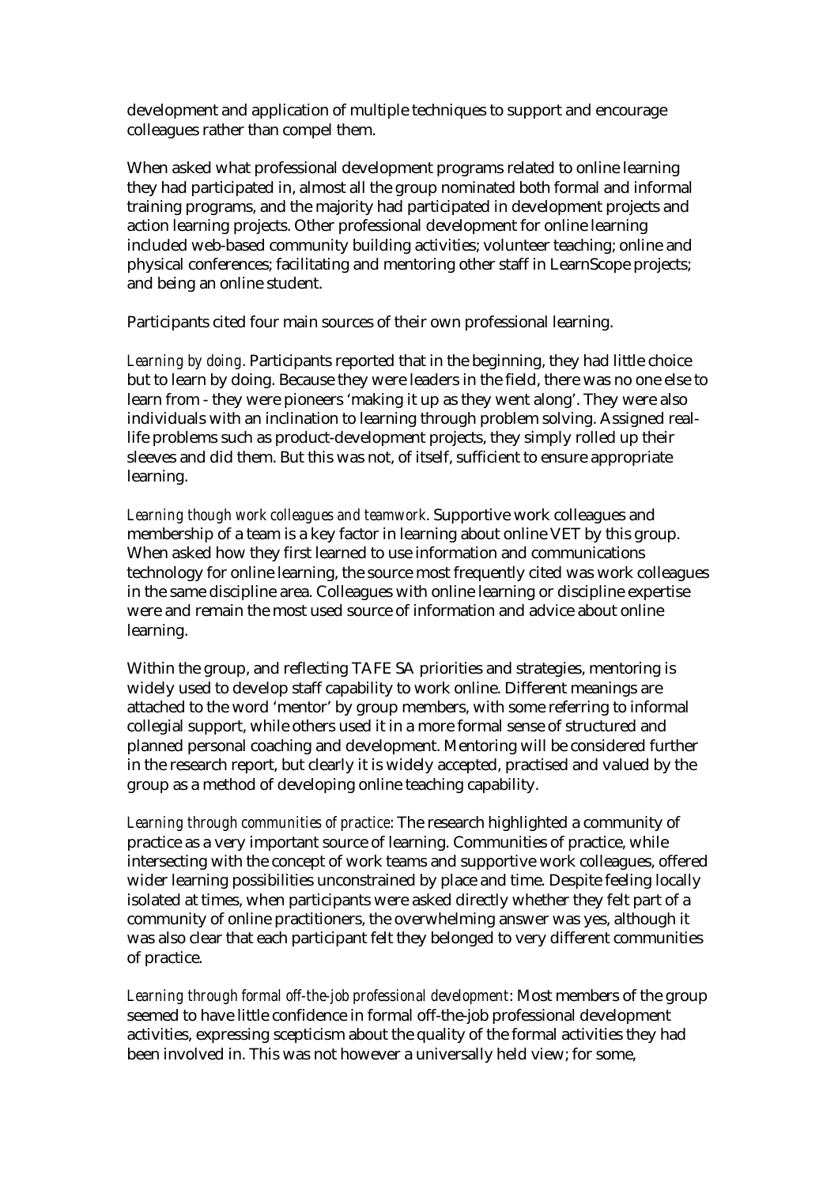development and application of multiple techniques to support and encourage colleagues rather than compel them.

When asked what professional development programs related to online learning they had participated in, almost all the group nominated both formal and informal training programs, and the majority had participated in development projects and action learning projects. Other professional development for online learning included web-based community building activities; volunteer teaching; online and physical conferences; facilitating and mentoring other staff in LearnScope projects; and being an online student.

Participants cited four main sources of their own professional learning.

*Learning by doing*. Participants reported that in the beginning, they had little choice but to learn by doing. Because they were leaders in the field, there was no one else to learn from - they were pioneers 'making it up as they went along'. They were also individuals with an inclination to learning through problem solving. Assigned real-life problems such as product-development projects, they simply rolled up their sleeves and did them. But this was not, of itself, sufficient to ensure appropriate learning.

*Learning though work colleagues and teamwork*. Supportive work colleagues and membership of a team is a key factor in learning about online VET by this group. When asked how they first learned to use information and communications technology for online learning, the source most frequently cited was work colleagues in the same discipline area. Colleagues with online learning or discipline expertise were and remain the most used source of information and advice about online learning.

Within the group, and reflecting TAFE SA priorities and strategies, mentoring is widely used to develop staff capability to work online. Different meanings are attached to the word 'mentor' by group members, with some referring to informal collegial support, while others used it in a more formal sense of structured and planned personal coaching and development. Mentoring will be considered further in the research report, but clearly it is widely accepted, practised and valued by the group as a method of developing online teaching capability.

*Learning through communities of practice*: The research highlighted a community of practice as a very important source of learning. Communities of practice, while intersecting with the concept of work teams and supportive work colleagues, offered wider learning possibilities unconstrained by place and time. Despite feeling locally isolated at times, when participants were asked directly whether they felt part of a community of online practitioners, the overwhelming answer was yes, although it was also clear that each participant felt they belonged to very different communities of practice.

*Learning through formal off-the-job professional development*: Most members of the group seemed to have little confidence in formal off-the-job professional development activities, expressing scepticism about the quality of the formal activities they had been involved in. This was not however a universally held view; for some,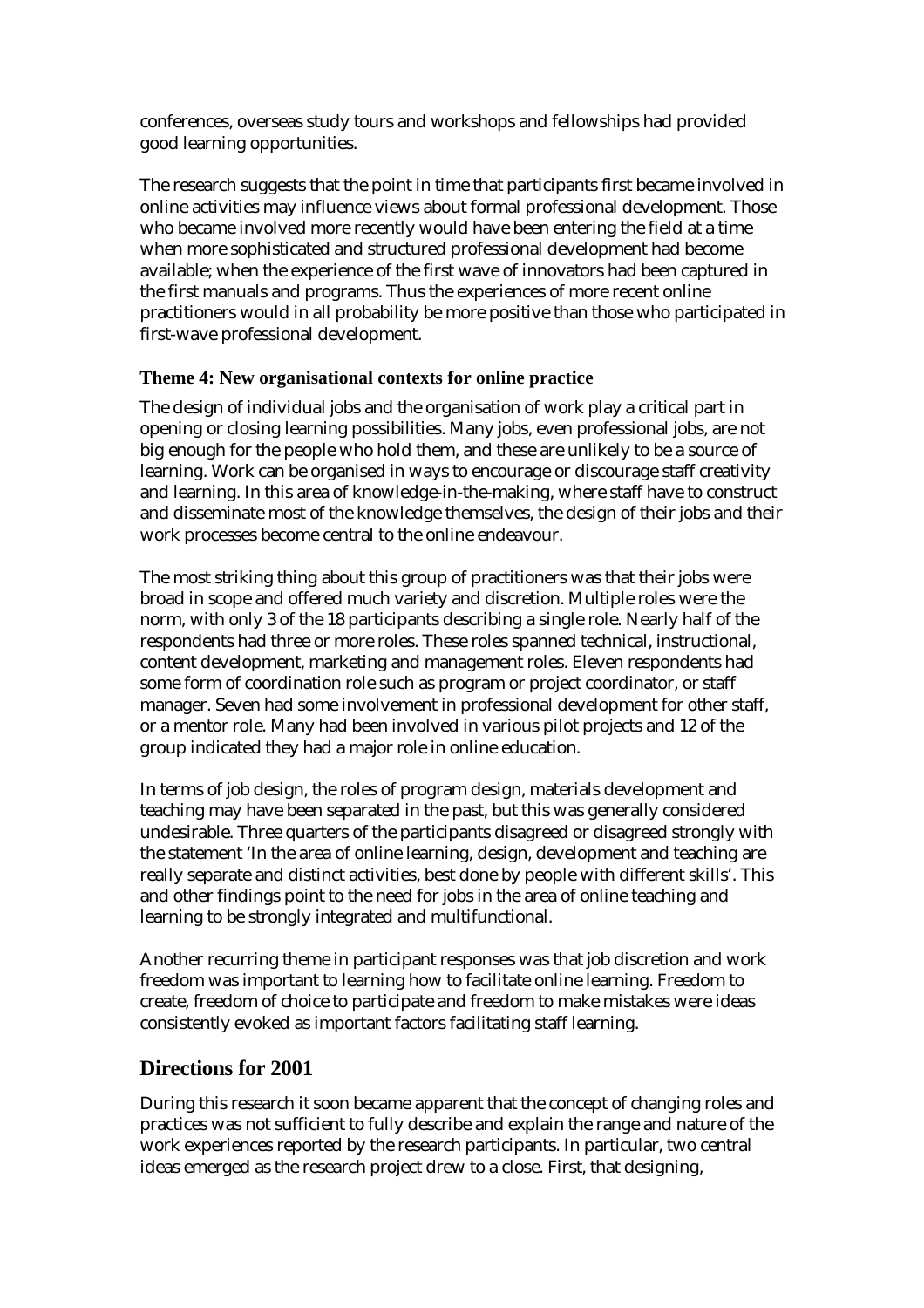conferences, overseas study tours and workshops and fellowships had provided good learning opportunities.

The research suggests that the point in time that participants first became involved in online activities may influence views about formal professional development. Those who became involved more recently would have been entering the field at a time when more sophisticated and structured professional development had become available; when the experience of the first wave of innovators had been captured in the first manuals and programs. Thus the experiences of more recent online practitioners would in all probability be more positive than those who participated in first-wave professional development.

### Theme 4: New organisational contexts for online practice

The design of individual jobs and the organisation of work play a critical part in opening or closing learning possibilities. Many jobs, even professional jobs, are not big enough for the people who hold them, and these are unlikely to be a source of learning. Work can be organised in ways to encourage or discourage staff creativity and learning. In this area of knowledge-in-the-making, where staff have to construct and disseminate most of the knowledge themselves, the design of their jobs and their work processes become central to the online endeavour.

The most striking thing about this group of practitioners was that their jobs were broad in scope and offered much variety and discretion. Multiple roles were the norm, with only 3 of the 18 participants describing a single role. Nearly half of the respondents had three or more roles. These roles spanned technical, instructional, content development, marketing and management roles. Eleven respondents had some form of coordination role such as program or project coordinator, or staff manager. Seven had some involvement in professional development for other staff, or a mentor role. Many had been involved in various pilot projects and 12 of the group indicated they had a major role in online education.

In terms of job design, the roles of program design, materials development and teaching may have been separated in the past, but this was generally considered undesirable. Three quarters of the participants disagreed or disagreed strongly with the statement 'In the area of online learning, design, development and teaching are really separate and distinct activities, best done by people with different skills'. This and other findings point to the need for jobs in the area of online teaching and learning to be strongly integrated and multifunctional.

Another recurring theme in participant responses was that job discretion and work freedom was important to learning how to facilitate online learning. Freedom to create, freedom of choice to participate and freedom to make mistakes were ideas consistently evoked as important factors facilitating staff learning.

## Directions for 2001

During this research it soon became apparent that the concept of changing roles and practices was not sufficient to fully describe and explain the range and nature of the work experiences reported by the research participants. In particular, two central ideas emerged as the research project drew to a close. First, that designing,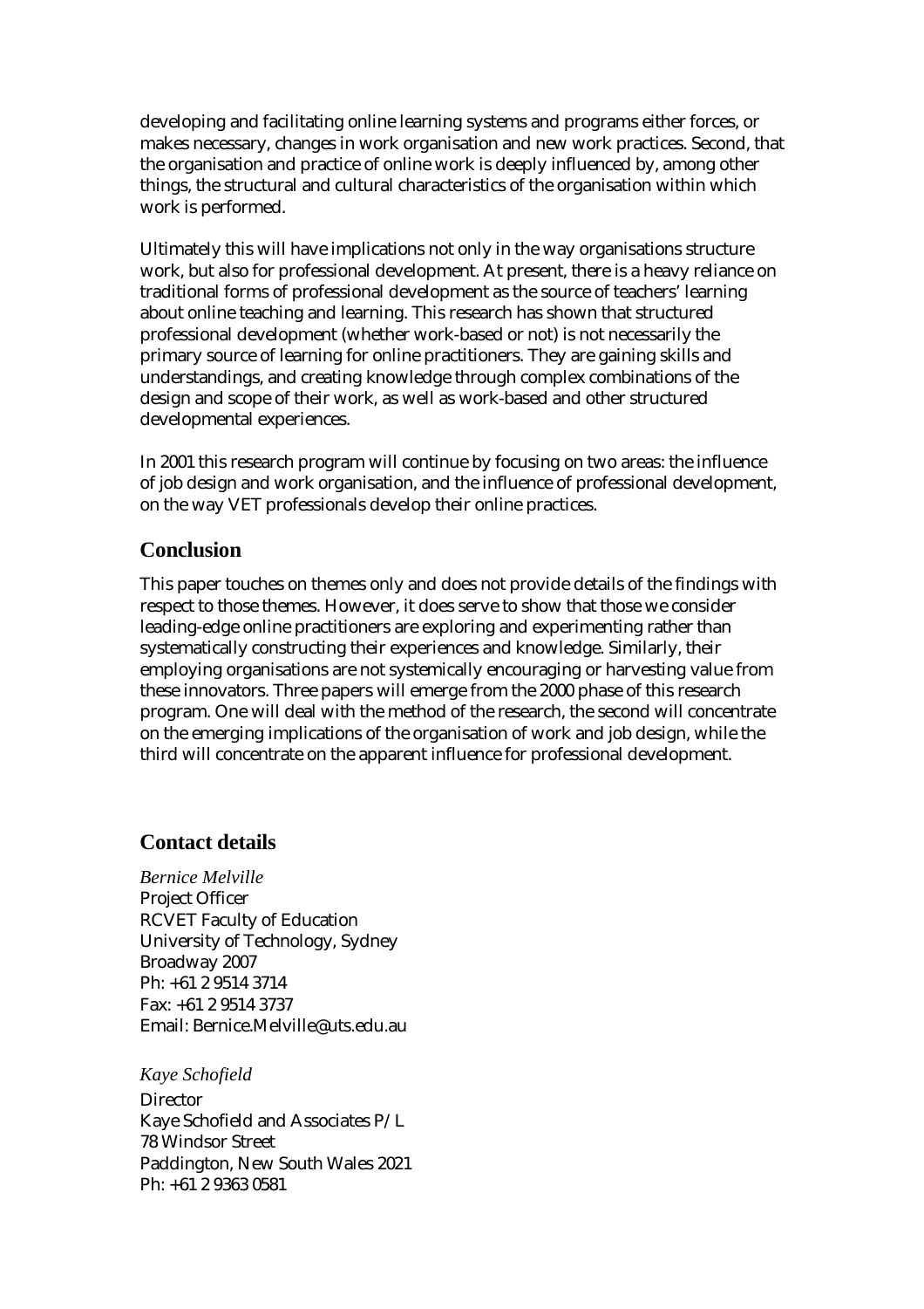developing and facilitating online learning systems and programs either forces, or makes necessary, changes in work organisation and new work practices. Second, that the organisation and practice of online work is deeply influenced by, among other things, the structural and cultural characteristics of the organisation within which work is performed.

Ultimately this will have implications not only in the way organisations structure work, but also for professional development. At present, there is a heavy reliance on traditional forms of professional development as the source of teachers' learning about online teaching and learning. This research has shown that structured professional development (whether work-based or not) is not necessarily the primary source of learning for online practitioners. They are gaining skills and understandings, and creating knowledge through complex combinations of the design and scope of their work, as well as work-based and other structured developmental experiences.

In 2001 this research program will continue by focusing on two areas: the influence of job design and work organisation, and the influence of professional development, on the way VET professionals develop their online practices.

## Conclusion

This paper touches on themes only and does not provide details of the findings with respect to those themes. However, it does serve to show that those we consider leading-edge online practitioners are exploring and experimenting rather than systematically constructing their experiences and knowledge. Similarly, their employing organisations are not systemically encouraging or harvesting value from these innovators. Three papers will emerge from the 2000 phase of this research program. One will deal with the method of the research, the second will concentrate on the emerging implications of the organisation of work and job design, while the third will concentrate on the apparent influence for professional development.

## Contact details

*Bernice Melville*
Project Officer
RCVET Faculty of Education
University of Technology, Sydney
Broadway 2007
Ph: +61 2 9514 3714
Fax: +61 2 9514 3737
Email: Bernice.Melville@uts.edu.au

*Kaye Schofield*
Director
Kaye Schofield and Associates P/L
78 Windsor Street
Paddington, New South Wales 2021
Ph: +61 2 9363 0581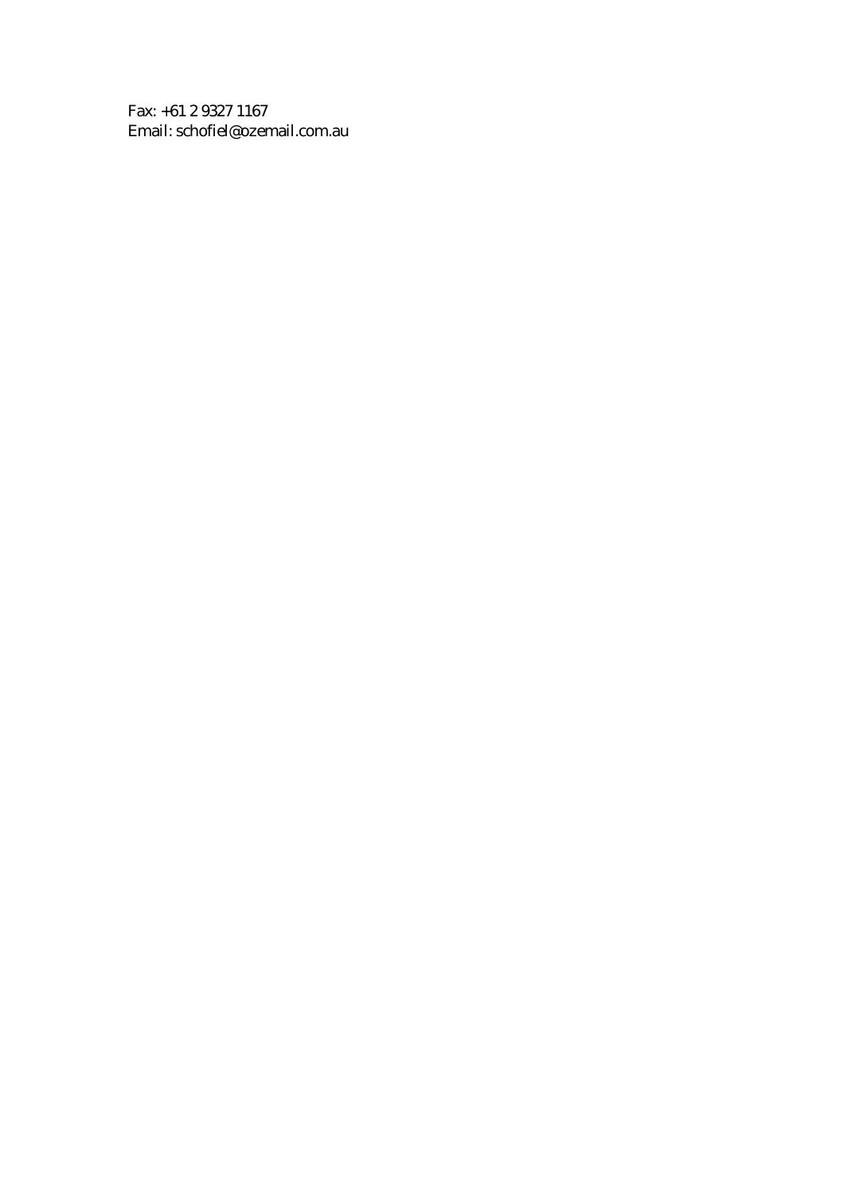Fax: +61 2 9327 1167
Email: schofiel@ozemail.com.au